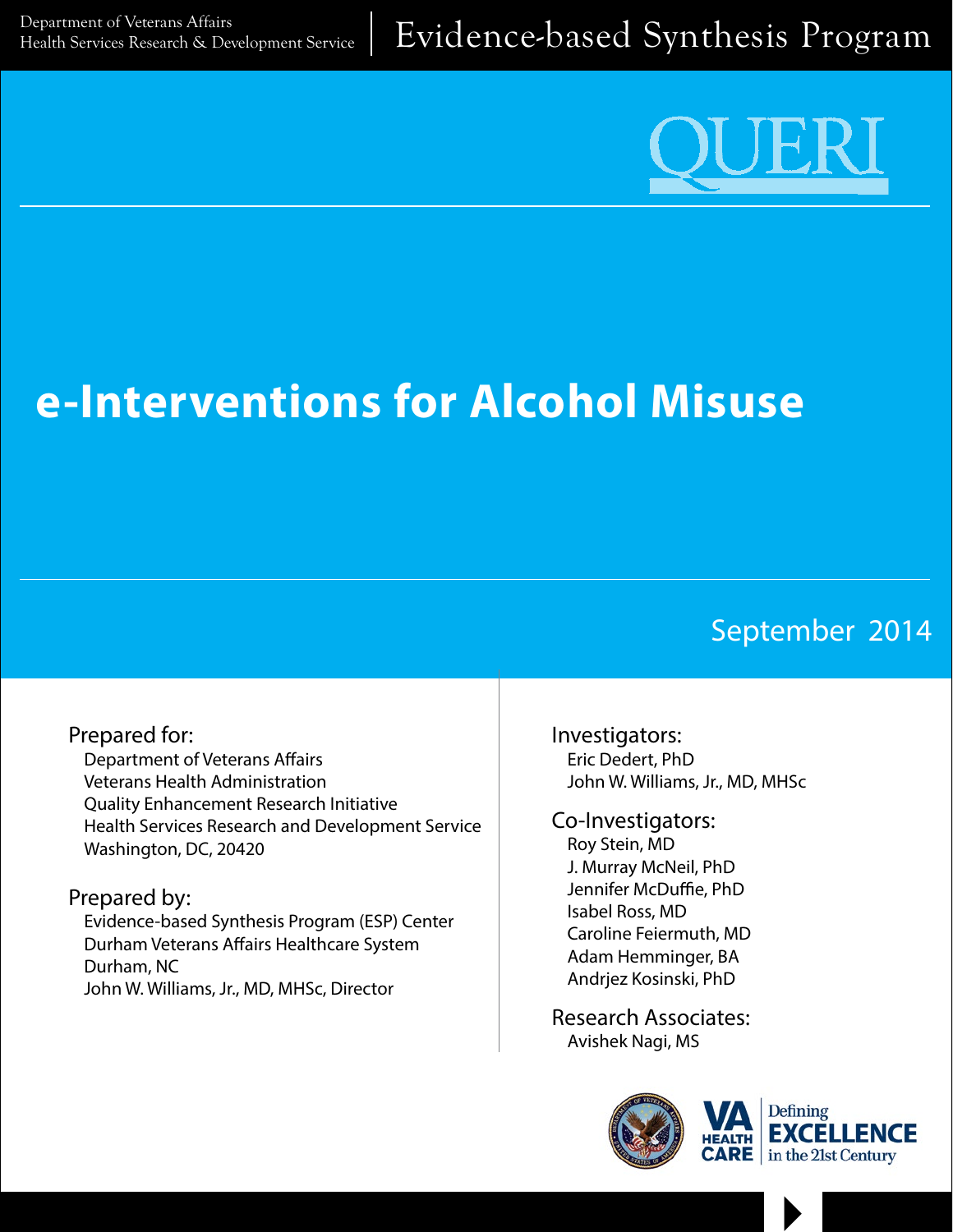Department of Veterans Affairs
Health Services Research & Development Service

Evidence-based Synthesis Program

QUERI

# e-Interventions for Alcohol Misuse

September 2014

**Prepared for:**
Department of Veterans Affairs
Veterans Health Administration
Quality Enhancement Research Initiative
Health Services Research and Development Service
Washington, DC, 20420

**Prepared by:**
Evidence-based Synthesis Program (ESP) Center
Durham Veterans Affairs Healthcare System
Durham, NC
John W. Williams, Jr., MD, MHSc, Director

**Investigators:**
Eric Dedert, PhD
John W. Williams, Jr., MD, MHSc

**Co-Investigators:**
Roy Stein, MD
J. Murray McNeil, PhD
Jennifer McDuffie, PhD
Isabel Ross, MD
Caroline Feiermuth, MD
Adam Hemminger, BA
Andrjez Kosinski, PhD

**Research Associates:**
Avishek Nagi, MS

VA HEALTH CARE | Defining EXCELLENCE in the 21st Century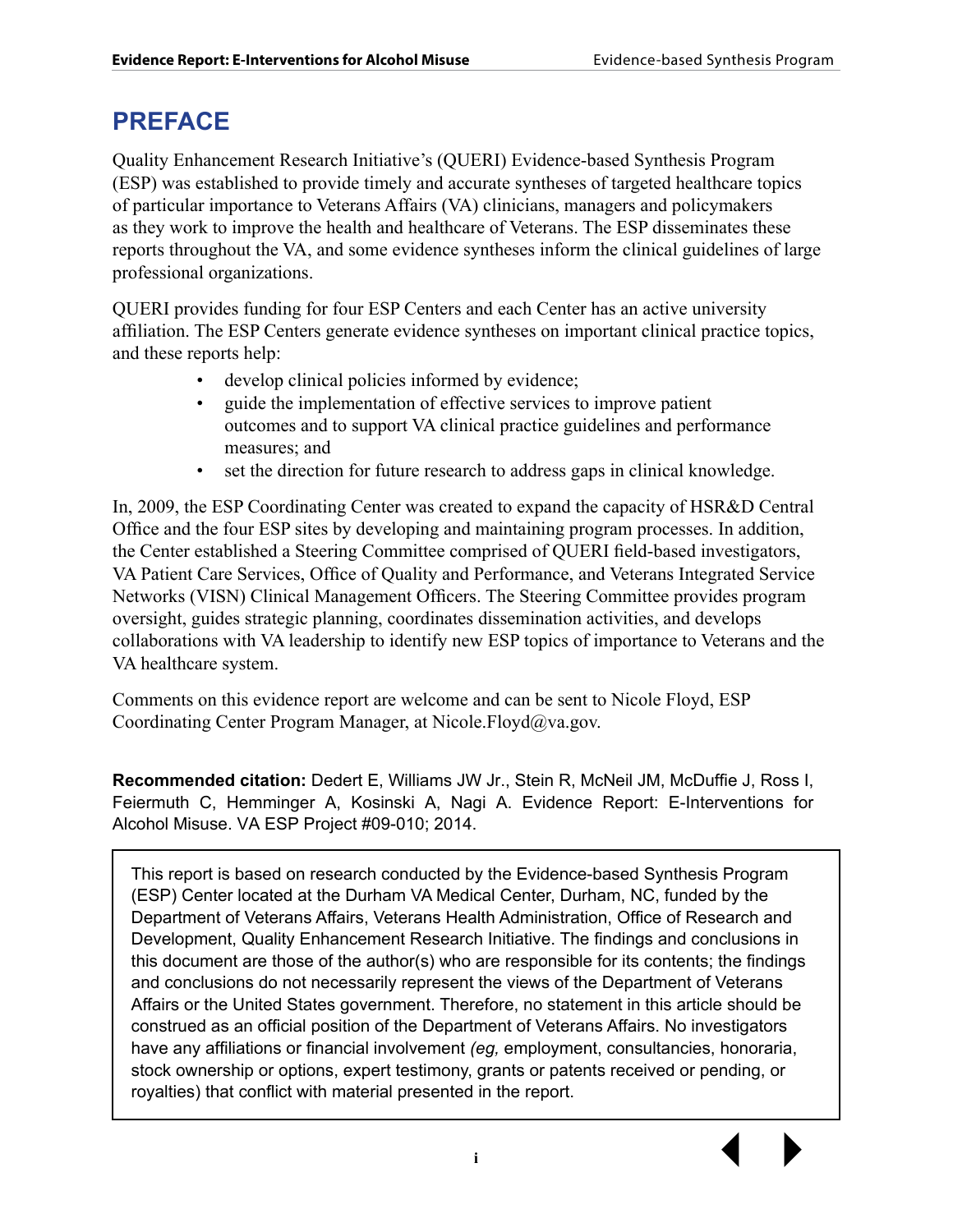# PREFACE

Quality Enhancement Research Initiative's (QUERI) Evidence-based Synthesis Program (ESP) was established to provide timely and accurate syntheses of targeted healthcare topics of particular importance to Veterans Affairs (VA) clinicians, managers and policymakers as they work to improve the health and healthcare of Veterans. The ESP disseminates these reports throughout the VA, and some evidence syntheses inform the clinical guidelines of large professional organizations.

QUERI provides funding for four ESP Centers and each Center has an active university affiliation. The ESP Centers generate evidence syntheses on important clinical practice topics, and these reports help:

- develop clinical policies informed by evidence;
- guide the implementation of effective services to improve patient outcomes and to support VA clinical practice guidelines and performance measures; and
- set the direction for future research to address gaps in clinical knowledge.

In, 2009, the ESP Coordinating Center was created to expand the capacity of HSR&D Central Office and the four ESP sites by developing and maintaining program processes. In addition, the Center established a Steering Committee comprised of QUERI field-based investigators, VA Patient Care Services, Office of Quality and Performance, and Veterans Integrated Service Networks (VISN) Clinical Management Officers. The Steering Committee provides program oversight, guides strategic planning, coordinates dissemination activities, and develops collaborations with VA leadership to identify new ESP topics of importance to Veterans and the VA healthcare system.

Comments on this evidence report are welcome and can be sent to Nicole Floyd, ESP Coordinating Center Program Manager, at Nicole.Floyd@va.gov.

**Recommended citation:** Dedert E, Williams JW Jr., Stein R, McNeil JM, McDuffie J, Ross I, Feiermuth C, Hemminger A, Kosinski A, Nagi A. Evidence Report: E-Interventions for Alcohol Misuse. VA ESP Project #09-010; 2014.

This report is based on research conducted by the Evidence-based Synthesis Program (ESP) Center located at the Durham VA Medical Center, Durham, NC, funded by the Department of Veterans Affairs, Veterans Health Administration, Office of Research and Development, Quality Enhancement Research Initiative. The findings and conclusions in this document are those of the author(s) who are responsible for its contents; the findings and conclusions do not necessarily represent the views of the Department of Veterans Affairs or the United States government. Therefore, no statement in this article should be construed as an official position of the Department of Veterans Affairs. No investigators have any affiliations or financial involvement *(eg,* employment, consultancies, honoraria, stock ownership or options, expert testimony, grants or patents received or pending, or royalties) that conflict with material presented in the report.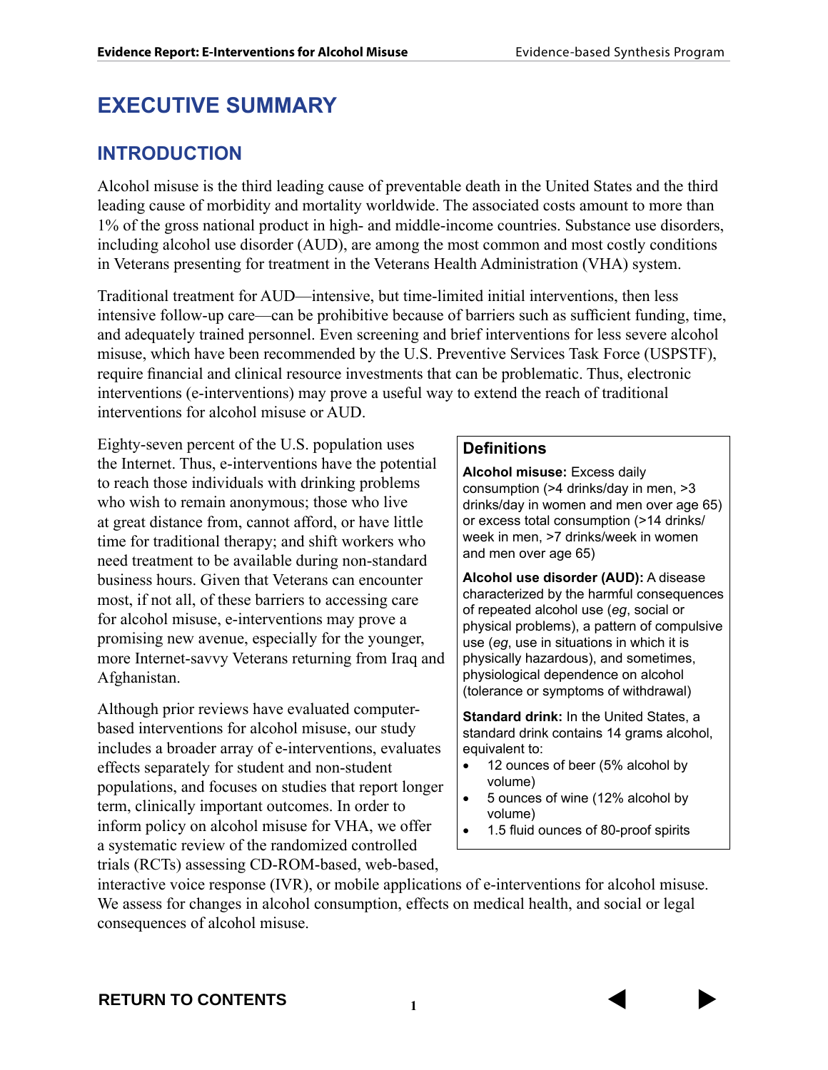# EXECUTIVE SUMMARY

## INTRODUCTION

Alcohol misuse is the third leading cause of preventable death in the United States and the third leading cause of morbidity and mortality worldwide. The associated costs amount to more than 1% of the gross national product in high- and middle-income countries. Substance use disorders, including alcohol use disorder (AUD), are among the most common and most costly conditions in Veterans presenting for treatment in the Veterans Health Administration (VHA) system.

Traditional treatment for AUD—intensive, but time-limited initial interventions, then less intensive follow-up care—can be prohibitive because of barriers such as sufficient funding, time, and adequately trained personnel. Even screening and brief interventions for less severe alcohol misuse, which have been recommended by the U.S. Preventive Services Task Force (USPSTF), require financial and clinical resource investments that can be problematic. Thus, electronic interventions (e-interventions) may prove a useful way to extend the reach of traditional interventions for alcohol misuse or AUD.

Eighty-seven percent of the U.S. population uses the Internet. Thus, e-interventions have the potential to reach those individuals with drinking problems who wish to remain anonymous; those who live at great distance from, cannot afford, or have little time for traditional therapy; and shift workers who need treatment to be available during non-standard business hours. Given that Veterans can encounter most, if not all, of these barriers to accessing care for alcohol misuse, e-interventions may prove a promising new avenue, especially for the younger, more Internet-savvy Veterans returning from Iraq and Afghanistan.

Although prior reviews have evaluated computer-based interventions for alcohol misuse, our study includes a broader array of e-interventions, evaluates effects separately for student and non-student populations, and focuses on studies that report longer term, clinically important outcomes. In order to inform policy on alcohol misuse for VHA, we offer a systematic review of the randomized controlled trials (RCTs) assessing CD-ROM-based, web-based, interactive voice response (IVR), or mobile applications of e-interventions for alcohol misuse. We assess for changes in alcohol consumption, effects on medical health, and social or legal consequences of alcohol misuse.

> **Definitions**
>
> **Alcohol misuse:** Excess daily consumption (>4 drinks/day in men, >3 drinks/day in women and men over age 65) or excess total consumption (>14 drinks/week in men, >7 drinks/week in women and men over age 65)
>
> **Alcohol use disorder (AUD):** A disease characterized by the harmful consequences of repeated alcohol use (*eg*, social or physical problems), a pattern of compulsive use (*eg*, use in situations in which it is physically hazardous), and sometimes, physiological dependence on alcohol (tolerance or symptoms of withdrawal)
>
> **Standard drink:** In the United States, a standard drink contains 14 grams alcohol, equivalent to:
>
> - 12 ounces of beer (5% alcohol by volume)
> - 5 ounces of wine (12% alcohol by volume)
> - 1.5 fluid ounces of 80-proof spirits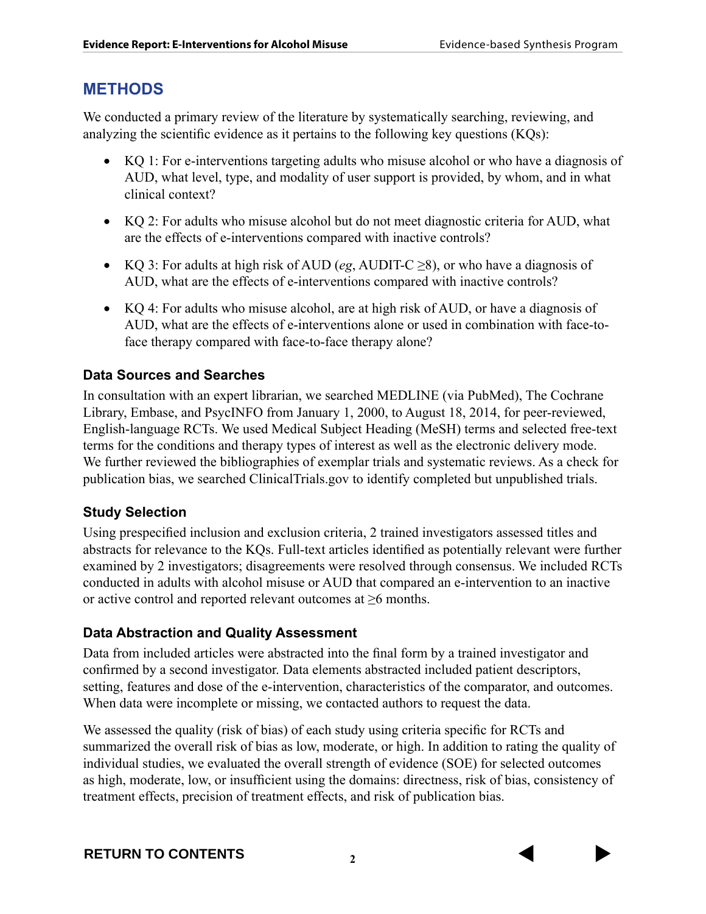## METHODS

We conducted a primary review of the literature by systematically searching, reviewing, and analyzing the scientific evidence as it pertains to the following key questions (KQs):

- KQ 1: For e-interventions targeting adults who misuse alcohol or who have a diagnosis of AUD, what level, type, and modality of user support is provided, by whom, and in what clinical context?
- KQ 2: For adults who misuse alcohol but do not meet diagnostic criteria for AUD, what are the effects of e-interventions compared with inactive controls?
- KQ 3: For adults at high risk of AUD (*eg*, AUDIT-C ≥8), or who have a diagnosis of AUD, what are the effects of e-interventions compared with inactive controls?
- KQ 4: For adults who misuse alcohol, are at high risk of AUD, or have a diagnosis of AUD, what are the effects of e-interventions alone or used in combination with face-to-face therapy compared with face-to-face therapy alone?

### Data Sources and Searches

In consultation with an expert librarian, we searched MEDLINE (via PubMed), The Cochrane Library, Embase, and PsycINFO from January 1, 2000, to August 18, 2014, for peer-reviewed, English-language RCTs. We used Medical Subject Heading (MeSH) terms and selected free-text terms for the conditions and therapy types of interest as well as the electronic delivery mode. We further reviewed the bibliographies of exemplar trials and systematic reviews. As a check for publication bias, we searched ClinicalTrials.gov to identify completed but unpublished trials.

### Study Selection

Using prespecified inclusion and exclusion criteria, 2 trained investigators assessed titles and abstracts for relevance to the KQs. Full-text articles identified as potentially relevant were further examined by 2 investigators; disagreements were resolved through consensus. We included RCTs conducted in adults with alcohol misuse or AUD that compared an e-intervention to an inactive or active control and reported relevant outcomes at ≥6 months.

### Data Abstraction and Quality Assessment

Data from included articles were abstracted into the final form by a trained investigator and confirmed by a second investigator. Data elements abstracted included patient descriptors, setting, features and dose of the e-intervention, characteristics of the comparator, and outcomes. When data were incomplete or missing, we contacted authors to request the data.

We assessed the quality (risk of bias) of each study using criteria specific for RCTs and summarized the overall risk of bias as low, moderate, or high. In addition to rating the quality of individual studies, we evaluated the overall strength of evidence (SOE) for selected outcomes as high, moderate, low, or insufficient using the domains: directness, risk of bias, consistency of treatment effects, precision of treatment effects, and risk of publication bias.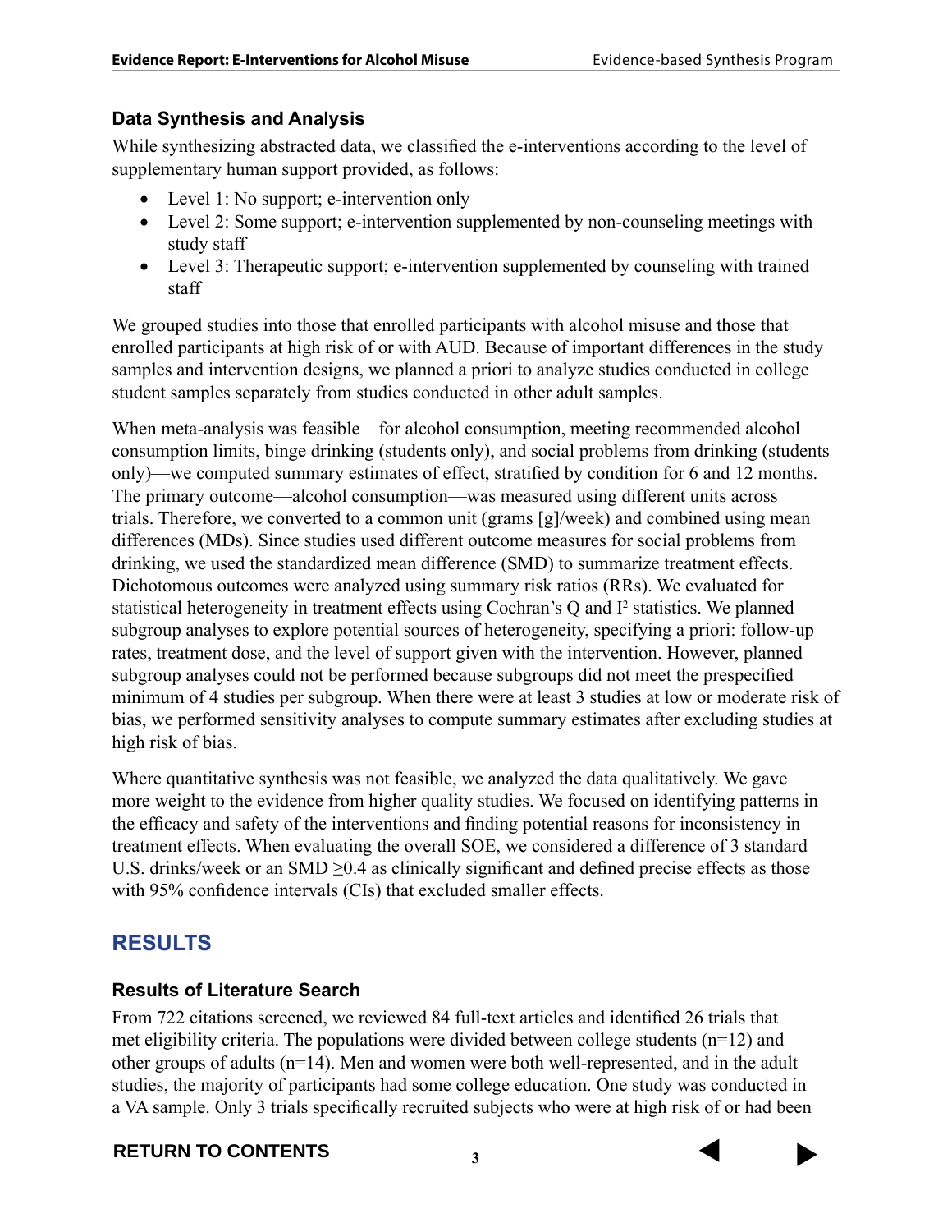## Data Synthesis and Analysis

While synthesizing abstracted data, we classified the e-interventions according to the level of supplementary human support provided, as follows:

- Level 1: No support; e-intervention only
- Level 2: Some support; e-intervention supplemented by non-counseling meetings with study staff
- Level 3: Therapeutic support; e-intervention supplemented by counseling with trained staff

We grouped studies into those that enrolled participants with alcohol misuse and those that enrolled participants at high risk of or with AUD. Because of important differences in the study samples and intervention designs, we planned a priori to analyze studies conducted in college student samples separately from studies conducted in other adult samples.

When meta-analysis was feasible—for alcohol consumption, meeting recommended alcohol consumption limits, binge drinking (students only), and social problems from drinking (students only)—we computed summary estimates of effect, stratified by condition for 6 and 12 months. The primary outcome—alcohol consumption—was measured using different units across trials. Therefore, we converted to a common unit (grams [g]/week) and combined using mean differences (MDs). Since studies used different outcome measures for social problems from drinking, we used the standardized mean difference (SMD) to summarize treatment effects. Dichotomous outcomes were analyzed using summary risk ratios (RRs). We evaluated for statistical heterogeneity in treatment effects using Cochran's Q and $I^2$ statistics. We planned subgroup analyses to explore potential sources of heterogeneity, specifying a priori: follow-up rates, treatment dose, and the level of support given with the intervention. However, planned subgroup analyses could not be performed because subgroups did not meet the prespecified minimum of 4 studies per subgroup. When there were at least 3 studies at low or moderate risk of bias, we performed sensitivity analyses to compute summary estimates after excluding studies at high risk of bias.

Where quantitative synthesis was not feasible, we analyzed the data qualitatively. We gave more weight to the evidence from higher quality studies. We focused on identifying patterns in the efficacy and safety of the interventions and finding potential reasons for inconsistency in treatment effects. When evaluating the overall SOE, we considered a difference of 3 standard U.S. drinks/week or an SMD $\geq 0.4$ as clinically significant and defined precise effects as those with 95% confidence intervals (CIs) that excluded smaller effects.

# RESULTS

## Results of Literature Search

From 722 citations screened, we reviewed 84 full-text articles and identified 26 trials that met eligibility criteria. The populations were divided between college students (n=12) and other groups of adults (n=14). Men and women were both well-represented, and in the adult studies, the majority of participants had some college education. One study was conducted in a VA sample. Only 3 trials specifically recruited subjects who were at high risk of or had been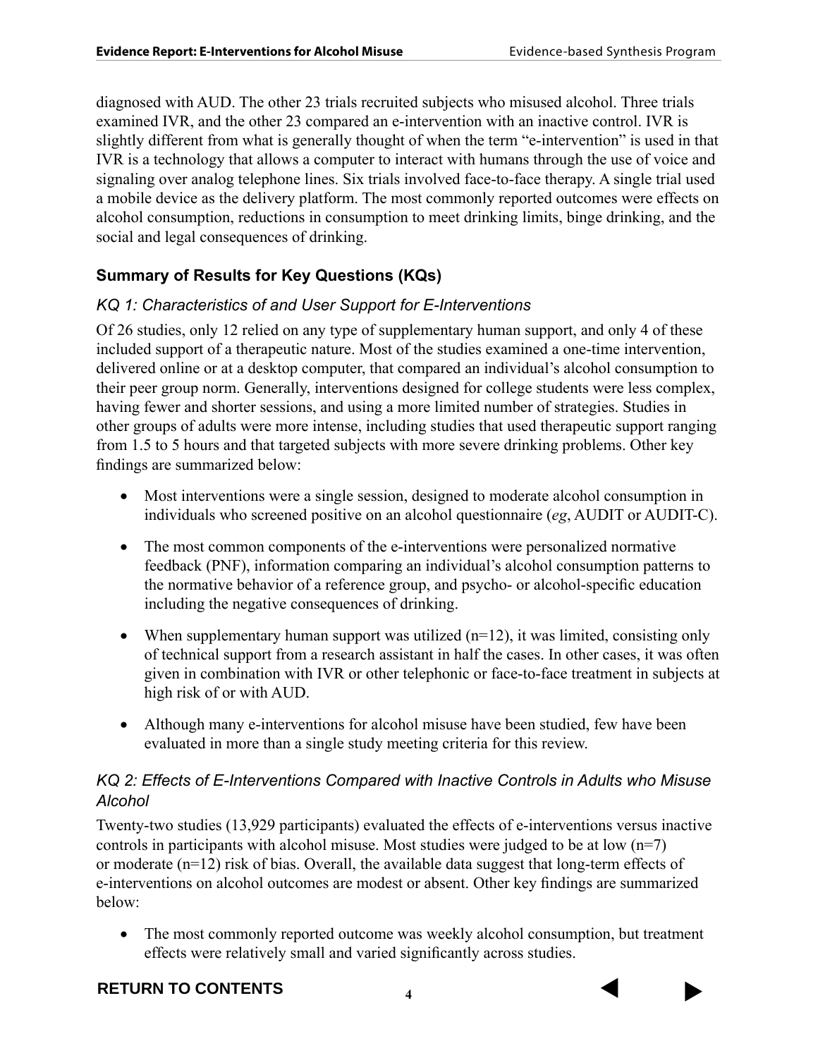diagnosed with AUD. The other 23 trials recruited subjects who misused alcohol. Three trials examined IVR, and the other 23 compared an e-intervention with an inactive control. IVR is slightly different from what is generally thought of when the term "e-intervention" is used in that IVR is a technology that allows a computer to interact with humans through the use of voice and signaling over analog telephone lines. Six trials involved face-to-face therapy. A single trial used a mobile device as the delivery platform. The most commonly reported outcomes were effects on alcohol consumption, reductions in consumption to meet drinking limits, binge drinking, and the social and legal consequences of drinking.

## Summary of Results for Key Questions (KQs)

### *KQ 1: Characteristics of and User Support for E-Interventions*

Of 26 studies, only 12 relied on any type of supplementary human support, and only 4 of these included support of a therapeutic nature. Most of the studies examined a one-time intervention, delivered online or at a desktop computer, that compared an individual's alcohol consumption to their peer group norm. Generally, interventions designed for college students were less complex, having fewer and shorter sessions, and using a more limited number of strategies. Studies in other groups of adults were more intense, including studies that used therapeutic support ranging from 1.5 to 5 hours and that targeted subjects with more severe drinking problems. Other key findings are summarized below:

- Most interventions were a single session, designed to moderate alcohol consumption in individuals who screened positive on an alcohol questionnaire (*eg*, AUDIT or AUDIT-C).
- The most common components of the e-interventions were personalized normative feedback (PNF), information comparing an individual's alcohol consumption patterns to the normative behavior of a reference group, and psycho- or alcohol-specific education including the negative consequences of drinking.
- When supplementary human support was utilized (n=12), it was limited, consisting only of technical support from a research assistant in half the cases. In other cases, it was often given in combination with IVR or other telephonic or face-to-face treatment in subjects at high risk of or with AUD.
- Although many e-interventions for alcohol misuse have been studied, few have been evaluated in more than a single study meeting criteria for this review.

### *KQ 2: Effects of E-Interventions Compared with Inactive Controls in Adults who Misuse Alcohol*

Twenty-two studies (13,929 participants) evaluated the effects of e-interventions versus inactive controls in participants with alcohol misuse. Most studies were judged to be at low (n=7) or moderate (n=12) risk of bias. Overall, the available data suggest that long-term effects of e-interventions on alcohol outcomes are modest or absent. Other key findings are summarized below:

- The most commonly reported outcome was weekly alcohol consumption, but treatment effects were relatively small and varied significantly across studies.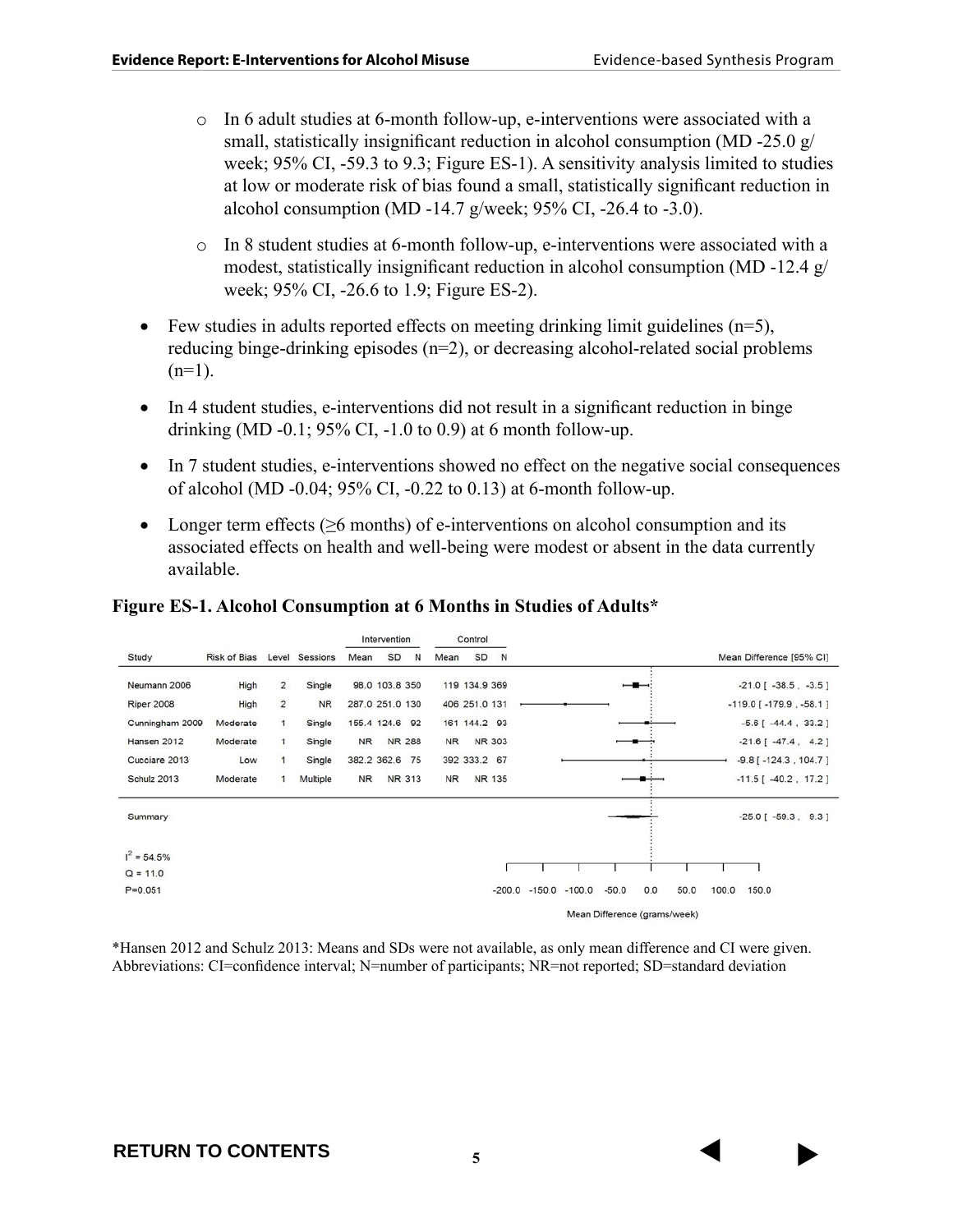- In 6 adult studies at 6-month follow-up, e-interventions were associated with a small, statistically insignificant reduction in alcohol consumption (MD -25.0 g/week; 95% CI, -59.3 to 9.3; Figure ES-1). A sensitivity analysis limited to studies at low or moderate risk of bias found a small, statistically significant reduction in alcohol consumption (MD -14.7 g/week; 95% CI, -26.4 to -3.0).
- In 8 student studies at 6-month follow-up, e-interventions were associated with a modest, statistically insignificant reduction in alcohol consumption (MD -12.4 g/week; 95% CI, -26.6 to 1.9; Figure ES-2).

- Few studies in adults reported effects on meeting drinking limit guidelines (n=5), reducing binge-drinking episodes (n=2), or decreasing alcohol-related social problems (n=1).
- In 4 student studies, e-interventions did not result in a significant reduction in binge drinking (MD -0.1; 95% CI, -1.0 to 0.9) at 6 month follow-up.
- In 7 student studies, e-interventions showed no effect on the negative social consequences of alcohol (MD -0.04; 95% CI, -0.22 to 0.13) at 6-month follow-up.
- Longer term effects (≥6 months) of e-interventions on alcohol consumption and its associated effects on health and well-being were modest or absent in the data currently available.

**Figure ES-1. Alcohol Consumption at 6 Months in Studies of Adults***

| Study | Risk of Bias | Level | Sessions | Intervention Mean | Intervention SD | Intervention N | Control Mean | Control SD | Control N | Mean Difference [95% CI] |
|---|---|---|---|---|---|---|---|---|---|---|
| Neumann 2006 | High | 2 | Single | 98.0 | 103.8 | 350 | 119 | 134.9 | 369 | -21.0 [ -38.5 , -3.5 ] |
| Riper 2008 | High | 2 | NR | 287.0 | 251.0 | 130 | 406 | 251.0 | 131 | -119.0 [ -179.9 , -58.1 ] |
| Cunningham 2009 | Moderate | 1 | Single | 155.4 | 124.6 | 92 | 161 | 144.2 | 93 | -5.6 [ -44.4 , 33.2 ] |
| Hansen 2012 | Moderate | 1 | Single | NR | NR | 288 | NR | NR | 303 | -21.6 [ -47.4 , 4.2 ] |
| Cucciare 2013 | Low | 1 | Single | 382.2 | 362.6 | 75 | 392 | 333.2 | 67 | -9.8 [ -124.3 , 104.7 ] |
| Schulz 2013 | Moderate | 1 | Multiple | NR | NR | 313 | NR | NR | 135 | -11.5 [ -40.2 , 17.2 ] |
| Summary | | | | | | | | | | -25.0 [ -59.3 , 9.3 ] |

$I^2$ = 54.5%
Q = 11.0
P=0.051

Mean Difference (grams/week)

*Hansen 2012 and Schulz 2013: Means and SDs were not available, as only mean difference and CI were given.
Abbreviations: CI=confidence interval; N=number of participants; NR=not reported; SD=standard deviation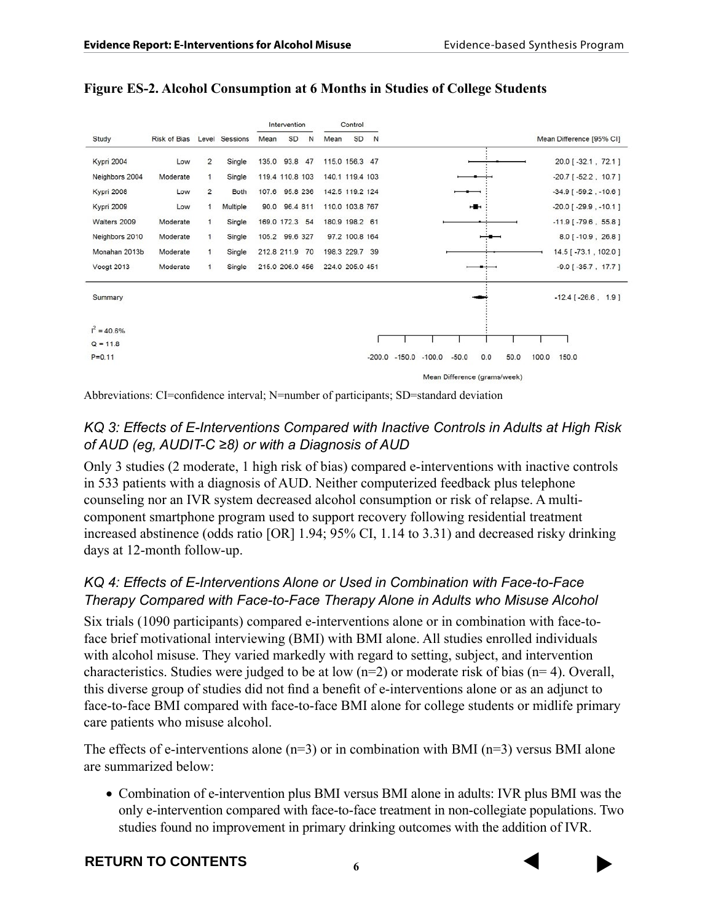**Figure ES-2. Alcohol Consumption at 6 Months in Studies of College Students**

| Study | Risk of Bias | Level | Sessions | Intervention Mean | Intervention SD | Intervention N | Control Mean | Control SD | Control N | Mean Difference [95% CI] |
|---|---|---|---|---|---|---|---|---|---|---|
| Kypri 2004 | Low | 2 | Single | 135.0 | 93.8 | 47 | 115.0 | 156.3 | 47 | 20.0 [ -32.1 , 72.1 ] |
| Neighbors 2004 | Moderate | 1 | Single | 119.4 | 110.8 | 103 | 140.1 | 119.4 | 103 | -20.7 [ -52.2 , 10.7 ] |
| Kypri 2008 | Low | 2 | Both | 107.6 | 95.8 | 236 | 142.5 | 119.2 | 124 | -34.9 [ -59.2 , -10.6 ] |
| Kypri 2009 | Low | 1 | Multiple | 90.0 | 96.4 | 811 | 110.0 | 103.8 | 767 | -20.0 [ -29.9 , -10.1 ] |
| Walters 2009 | Moderate | 1 | Single | 169.0 | 172.3 | 54 | 180.9 | 198.2 | 61 | -11.9 [ -79.6 , 55.8 ] |
| Neighbors 2010 | Moderate | 1 | Single | 105.2 | 99.6 | 327 | 97.2 | 100.8 | 164 | 8.0 [ -10.9 , 26.8 ] |
| Monahan 2013b | Moderate | 1 | Single | 212.8 | 211.9 | 70 | 198.3 | 229.7 | 39 | 14.5 [ -73.1 , 102.0 ] |
| Voogt 2013 | Moderate | 1 | Single | 215.0 | 206.0 | 456 | 224.0 | 205.0 | 451 | -9.0 [ -35.7 , 17.7 ] |
| Summary | | | | | | | | | | -12.4 [ -26.6 , 1.9 ] |

$I^2 = 40.6\%$
Q = 11.8
P=0.11

Mean Difference (grams/week)

Abbreviations: CI=confidence interval; N=number of participants; SD=standard deviation

### *KQ 3: Effects of E-Interventions Compared with Inactive Controls in Adults at High Risk of AUD (eg, AUDIT-C ≥8) or with a Diagnosis of AUD*

Only 3 studies (2 moderate, 1 high risk of bias) compared e-interventions with inactive controls in 533 patients with a diagnosis of AUD. Neither computerized feedback plus telephone counseling nor an IVR system decreased alcohol consumption or risk of relapse. A multi-component smartphone program used to support recovery following residential treatment increased abstinence (odds ratio [OR] 1.94; 95% CI, 1.14 to 3.31) and decreased risky drinking days at 12-month follow-up.

### *KQ 4: Effects of E-Interventions Alone or Used in Combination with Face-to-Face Therapy Compared with Face-to-Face Therapy Alone in Adults who Misuse Alcohol*

Six trials (1090 participants) compared e-interventions alone or in combination with face-to-face brief motivational interviewing (BMI) with BMI alone. All studies enrolled individuals with alcohol misuse. They varied markedly with regard to setting, subject, and intervention characteristics. Studies were judged to be at low (n=2) or moderate risk of bias (n= 4). Overall, this diverse group of studies did not find a benefit of e-interventions alone or as an adjunct to face-to-face BMI compared with face-to-face BMI alone for college students or midlife primary care patients who misuse alcohol.

The effects of e-interventions alone (n=3) or in combination with BMI (n=3) versus BMI alone are summarized below:

- Combination of e-intervention plus BMI versus BMI alone in adults: IVR plus BMI was the only e-intervention compared with face-to-face treatment in non-collegiate populations. Two studies found no improvement in primary drinking outcomes with the addition of IVR.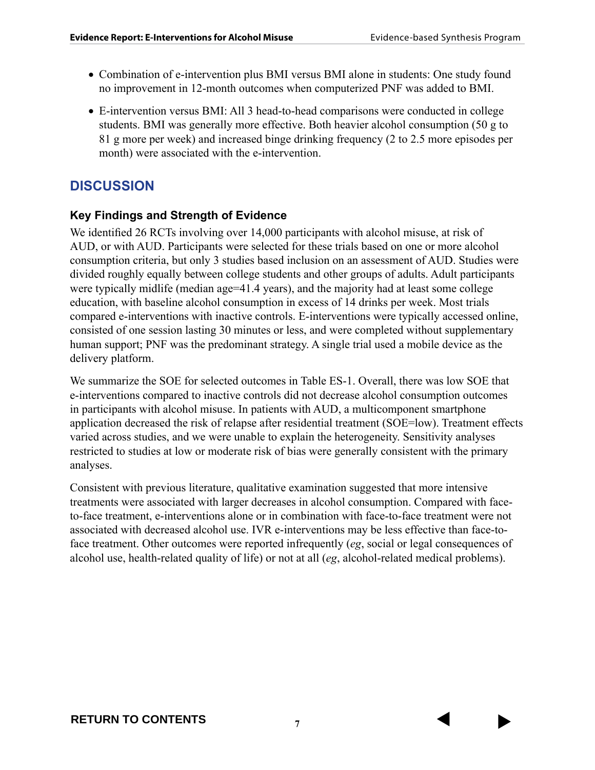- Combination of e-intervention plus BMI versus BMI alone in students: One study found no improvement in 12-month outcomes when computerized PNF was added to BMI.
- E-intervention versus BMI: All 3 head-to-head comparisons were conducted in college students. BMI was generally more effective. Both heavier alcohol consumption (50 g to 81 g more per week) and increased binge drinking frequency (2 to 2.5 more episodes per month) were associated with the e-intervention.

## DISCUSSION

### Key Findings and Strength of Evidence

We identified 26 RCTs involving over 14,000 participants with alcohol misuse, at risk of AUD, or with AUD. Participants were selected for these trials based on one or more alcohol consumption criteria, but only 3 studies based inclusion on an assessment of AUD. Studies were divided roughly equally between college students and other groups of adults. Adult participants were typically midlife (median age=41.4 years), and the majority had at least some college education, with baseline alcohol consumption in excess of 14 drinks per week. Most trials compared e-interventions with inactive controls. E-interventions were typically accessed online, consisted of one session lasting 30 minutes or less, and were completed without supplementary human support; PNF was the predominant strategy. A single trial used a mobile device as the delivery platform.

We summarize the SOE for selected outcomes in Table ES-1. Overall, there was low SOE that e-interventions compared to inactive controls did not decrease alcohol consumption outcomes in participants with alcohol misuse. In patients with AUD, a multicomponent smartphone application decreased the risk of relapse after residential treatment (SOE=low). Treatment effects varied across studies, and we were unable to explain the heterogeneity. Sensitivity analyses restricted to studies at low or moderate risk of bias were generally consistent with the primary analyses.

Consistent with previous literature, qualitative examination suggested that more intensive treatments were associated with larger decreases in alcohol consumption. Compared with face-to-face treatment, e-interventions alone or in combination with face-to-face treatment were not associated with decreased alcohol use. IVR e-interventions may be less effective than face-to-face treatment. Other outcomes were reported infrequently (*eg*, social or legal consequences of alcohol use, health-related quality of life) or not at all (*eg*, alcohol-related medical problems).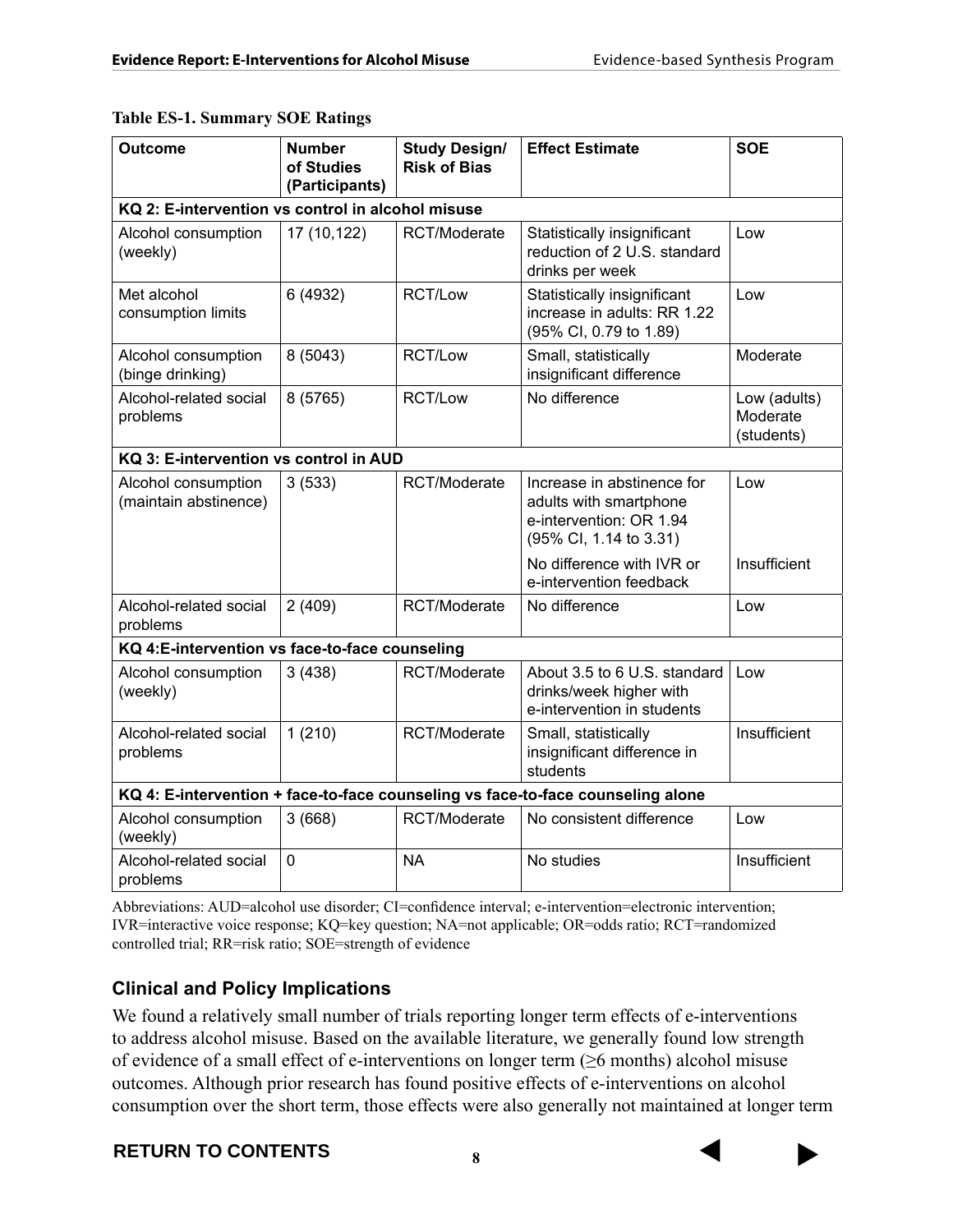**Table ES-1. Summary SOE Ratings**

| Outcome | Number of Studies (Participants) | Study Design/ Risk of Bias | Effect Estimate | SOE |
|---|---|---|---|---|
| **KQ 2: E-intervention vs control in alcohol misuse** | | | | |
| Alcohol consumption (weekly) | 17 (10,122) | RCT/Moderate | Statistically insignificant reduction of 2 U.S. standard drinks per week | Low |
| Met alcohol consumption limits | 6 (4932) | RCT/Low | Statistically insignificant increase in adults: RR 1.22 (95% CI, 0.79 to 1.89) | Low |
| Alcohol consumption (binge drinking) | 8 (5043) | RCT/Low | Small, statistically insignificant difference | Moderate |
| Alcohol-related social problems | 8 (5765) | RCT/Low | No difference | Low (adults) Moderate (students) |
| **KQ 3: E-intervention vs control in AUD** | | | | |
| Alcohol consumption (maintain abstinence) | 3 (533) | RCT/Moderate | Increase in abstinence for adults with smartphone e-intervention: OR 1.94 (95% CI, 1.14 to 3.31) | Low |
| | | | No difference with IVR or e-intervention feedback | Insufficient |
| Alcohol-related social problems | 2 (409) | RCT/Moderate | No difference | Low |
| **KQ 4:E-intervention vs face-to-face counseling** | | | | |
| Alcohol consumption (weekly) | 3 (438) | RCT/Moderate | About 3.5 to 6 U.S. standard drinks/week higher with e-intervention in students | Low |
| Alcohol-related social problems | 1 (210) | RCT/Moderate | Small, statistically insignificant difference in students | Insufficient |
| **KQ 4: E-intervention + face-to-face counseling vs face-to-face counseling alone** | | | | |
| Alcohol consumption (weekly) | 3 (668) | RCT/Moderate | No consistent difference | Low |
| Alcohol-related social problems | 0 | NA | No studies | Insufficient |

Abbreviations: AUD=alcohol use disorder; CI=confidence interval; e-intervention=electronic intervention; IVR=interactive voice response; KQ=key question; NA=not applicable; OR=odds ratio; RCT=randomized controlled trial; RR=risk ratio; SOE=strength of evidence

## Clinical and Policy Implications

We found a relatively small number of trials reporting longer term effects of e-interventions to address alcohol misuse. Based on the available literature, we generally found low strength of evidence of a small effect of e-interventions on longer term (≥6 months) alcohol misuse outcomes. Although prior research has found positive effects of e-interventions on alcohol consumption over the short term, those effects were also generally not maintained at longer term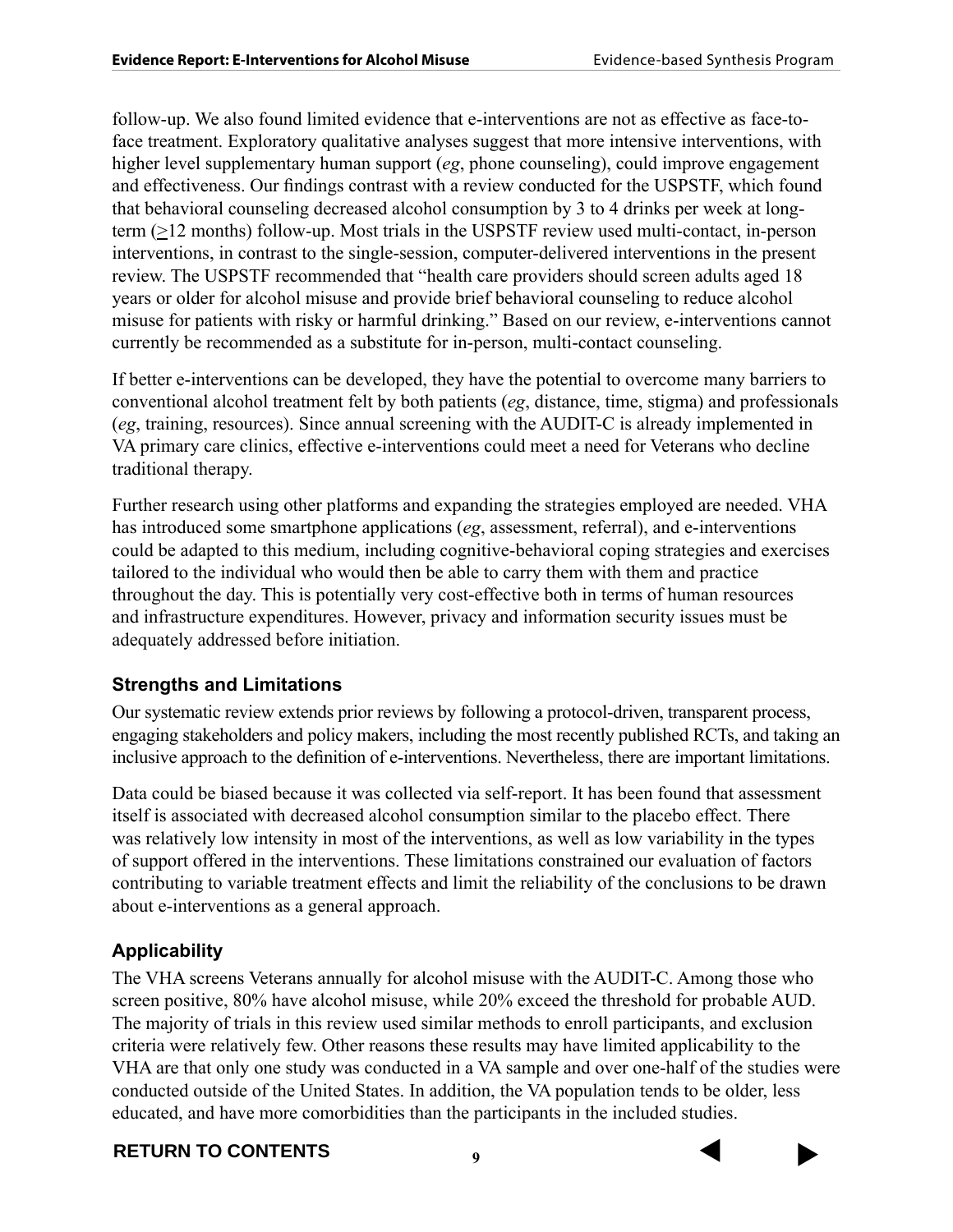follow-up. We also found limited evidence that e-interventions are not as effective as face-to-face treatment. Exploratory qualitative analyses suggest that more intensive interventions, with higher level supplementary human support (*eg*, phone counseling), could improve engagement and effectiveness. Our findings contrast with a review conducted for the USPSTF, which found that behavioral counseling decreased alcohol consumption by 3 to 4 drinks per week at long-term (≥12 months) follow-up. Most trials in the USPSTF review used multi-contact, in-person interventions, in contrast to the single-session, computer-delivered interventions in the present review. The USPSTF recommended that "health care providers should screen adults aged 18 years or older for alcohol misuse and provide brief behavioral counseling to reduce alcohol misuse for patients with risky or harmful drinking." Based on our review, e-interventions cannot currently be recommended as a substitute for in-person, multi-contact counseling.

If better e-interventions can be developed, they have the potential to overcome many barriers to conventional alcohol treatment felt by both patients (*eg*, distance, time, stigma) and professionals (*eg*, training, resources). Since annual screening with the AUDIT-C is already implemented in VA primary care clinics, effective e-interventions could meet a need for Veterans who decline traditional therapy.

Further research using other platforms and expanding the strategies employed are needed. VHA has introduced some smartphone applications (*eg*, assessment, referral), and e-interventions could be adapted to this medium, including cognitive-behavioral coping strategies and exercises tailored to the individual who would then be able to carry them with them and practice throughout the day. This is potentially very cost-effective both in terms of human resources and infrastructure expenditures. However, privacy and information security issues must be adequately addressed before initiation.

### Strengths and Limitations

Our systematic review extends prior reviews by following a protocol-driven, transparent process, engaging stakeholders and policy makers, including the most recently published RCTs, and taking an inclusive approach to the definition of e-interventions. Nevertheless, there are important limitations.

Data could be biased because it was collected via self-report. It has been found that assessment itself is associated with decreased alcohol consumption similar to the placebo effect. There was relatively low intensity in most of the interventions, as well as low variability in the types of support offered in the interventions. These limitations constrained our evaluation of factors contributing to variable treatment effects and limit the reliability of the conclusions to be drawn about e-interventions as a general approach.

### Applicability

The VHA screens Veterans annually for alcohol misuse with the AUDIT-C. Among those who screen positive, 80% have alcohol misuse, while 20% exceed the threshold for probable AUD. The majority of trials in this review used similar methods to enroll participants, and exclusion criteria were relatively few. Other reasons these results may have limited applicability to the VHA are that only one study was conducted in a VA sample and over one-half of the studies were conducted outside of the United States. In addition, the VA population tends to be older, less educated, and have more comorbidities than the participants in the included studies.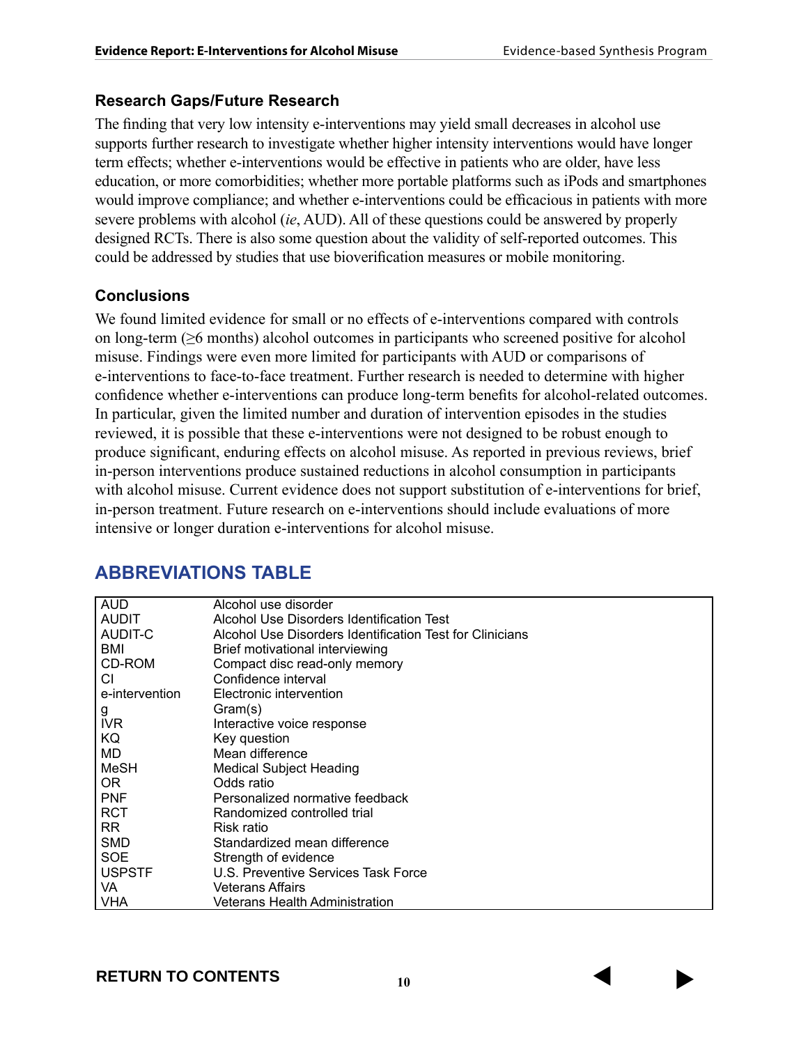### Research Gaps/Future Research

The finding that very low intensity e-interventions may yield small decreases in alcohol use supports further research to investigate whether higher intensity interventions would have longer term effects; whether e-interventions would be effective in patients who are older, have less education, or more comorbidities; whether more portable platforms such as iPods and smartphones would improve compliance; and whether e-interventions could be efficacious in patients with more severe problems with alcohol (*ie*, AUD). All of these questions could be answered by properly designed RCTs. There is also some question about the validity of self-reported outcomes. This could be addressed by studies that use bioverification measures or mobile monitoring.

### Conclusions

We found limited evidence for small or no effects of e-interventions compared with controls on long-term (≥6 months) alcohol outcomes in participants who screened positive for alcohol misuse. Findings were even more limited for participants with AUD or comparisons of e-interventions to face-to-face treatment. Further research is needed to determine with higher confidence whether e-interventions can produce long-term benefits for alcohol-related outcomes. In particular, given the limited number and duration of intervention episodes in the studies reviewed, it is possible that these e-interventions were not designed to be robust enough to produce significant, enduring effects on alcohol misuse. As reported in previous reviews, brief in-person interventions produce sustained reductions in alcohol consumption in participants with alcohol misuse. Current evidence does not support substitution of e-interventions for brief, in-person treatment. Future research on e-interventions should include evaluations of more intensive or longer duration e-interventions for alcohol misuse.

## ABBREVIATIONS TABLE

| | |
|---|---|
| AUD | Alcohol use disorder |
| AUDIT | Alcohol Use Disorders Identification Test |
| AUDIT-C | Alcohol Use Disorders Identification Test for Clinicians |
| BMI | Brief motivational interviewing |
| CD-ROM | Compact disc read-only memory |
| CI | Confidence interval |
| e-intervention | Electronic intervention |
| g | Gram(s) |
| IVR | Interactive voice response |
| KQ | Key question |
| MD | Mean difference |
| MeSH | Medical Subject Heading |
| OR | Odds ratio |
| PNF | Personalized normative feedback |
| RCT | Randomized controlled trial |
| RR | Risk ratio |
| SMD | Standardized mean difference |
| SOE | Strength of evidence |
| USPSTF | U.S. Preventive Services Task Force |
| VA | Veterans Affairs |
| VHA | Veterans Health Administration |